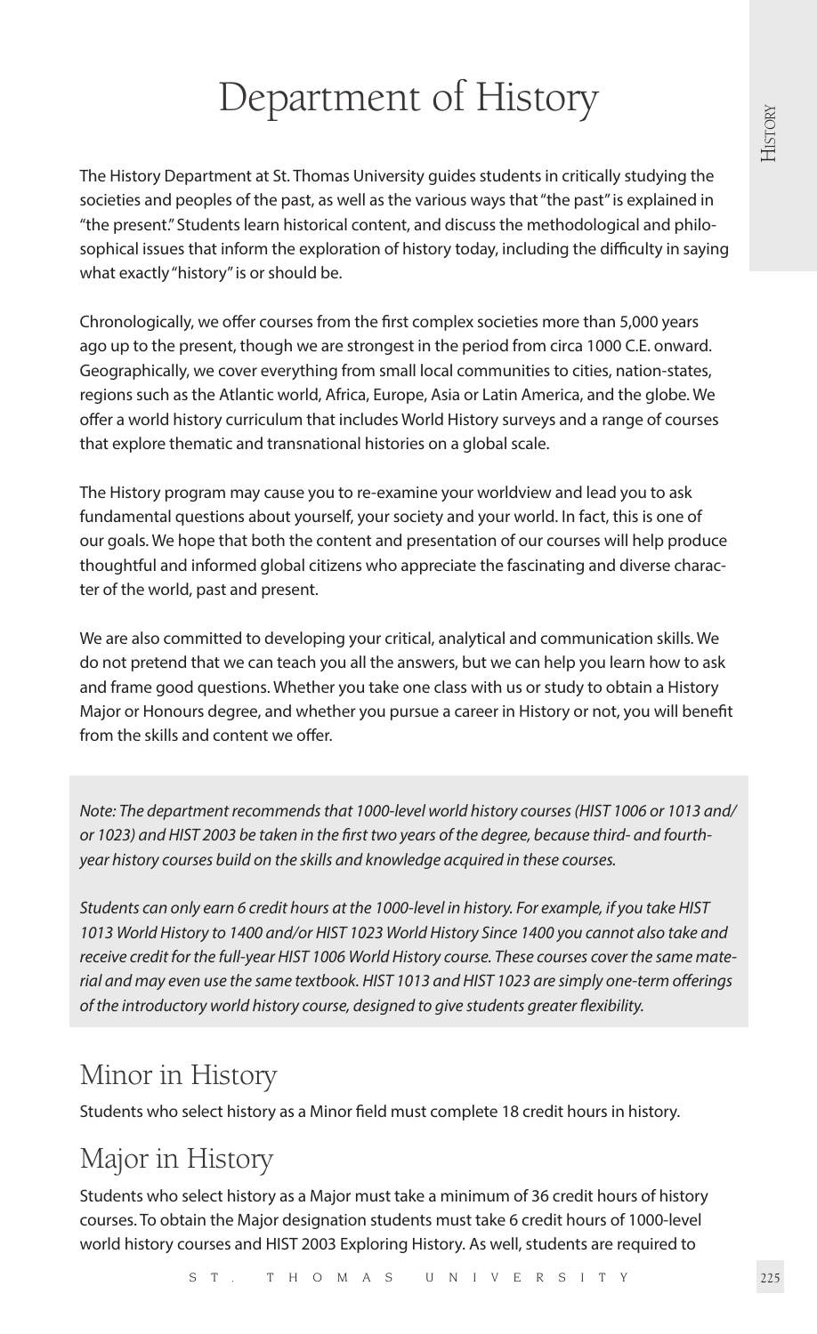# Department of History

The History Department at St. Thomas University guides students in critically studying the societies and peoples of the past, as well as the various ways that "the past" is explained in "the present." Students learn historical content, and discuss the methodological and philosophical issues that inform the exploration of history today, including the difficulty in saying what exactly "history" is or should be.

Chronologically, we offer courses from the first complex societies more than 5,000 years ago up to the present, though we are strongest in the period from circa 1000 C.E. onward. Geographically, we cover everything from small local communities to cities, nation-states, regions such as the Atlantic world, Africa, Europe, Asia or Latin America, and the globe. We offer a world history curriculum that includes World History surveys and a range of courses that explore thematic and transnational histories on a global scale.

The History program may cause you to re-examine your worldview and lead you to ask fundamental questions about yourself, your society and your world. In fact, this is one of our goals. We hope that both the content and presentation of our courses will help produce thoughtful and informed global citizens who appreciate the fascinating and diverse character of the world, past and present.

We are also committed to developing your critical, analytical and communication skills. We do not pretend that we can teach you all the answers, but we can help you learn how to ask and frame good questions. Whether you take one class with us or study to obtain a History Major or Honours degree, and whether you pursue a career in History or not, you will benefit from the skills and content we offer.

*Note: The department recommends that 1000-level world history courses (HIST 1006 or 1013 and/or 1023) and HIST 2003 be taken in the first two years of the degree, because third- and fourth-year history courses build on the skills and knowledge acquired in these courses.*

*Students can only earn 6 credit hours at the 1000-level in history. For example, if you take HIST 1013 World History to 1400 and/or HIST 1023 World History Since 1400 you cannot also take and receive credit for the full-year HIST 1006 World History course. These courses cover the same material and may even use the same textbook. HIST 1013 and HIST 1023 are simply one-term offerings of the introductory world history course, designed to give students greater flexibility.*

## Minor in History

Students who select history as a Minor field must complete 18 credit hours in history.

## Major in History

Students who select history as a Major must take a minimum of 36 credit hours of history courses. To obtain the Major designation students must take 6 credit hours of 1000-level world history courses and HIST 2003 Exploring History. As well, students are required to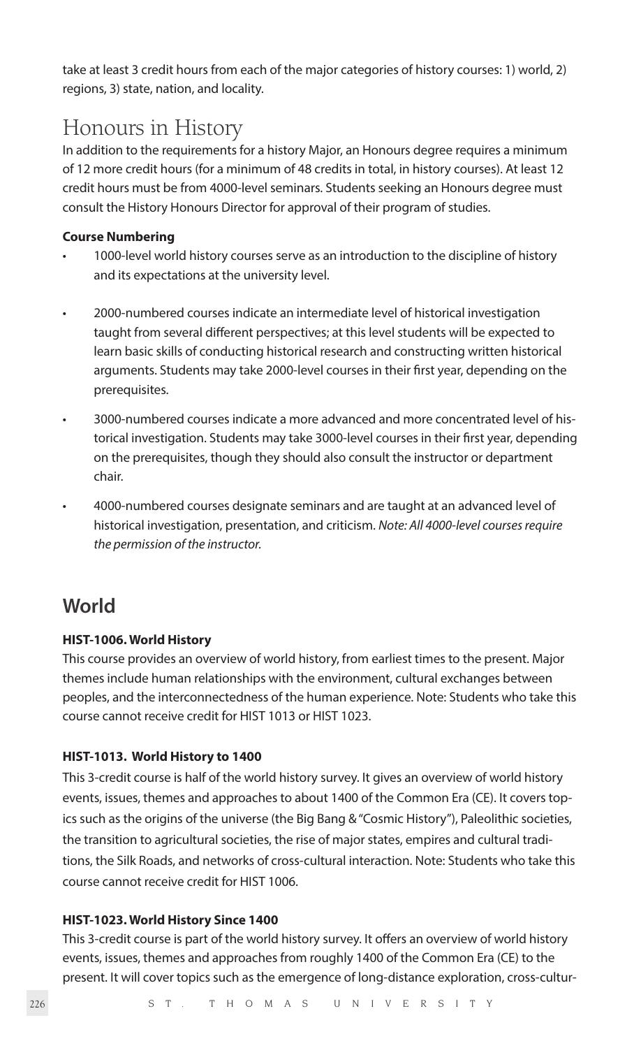take at least 3 credit hours from each of the major categories of history courses: 1) world, 2) regions, 3) state, nation, and locality.

# Honours in History

In addition to the requirements for a history Major, an Honours degree requires a minimum of 12 more credit hours (for a minimum of 48 credits in total, in history courses). At least 12 credit hours must be from 4000-level seminars. Students seeking an Honours degree must consult the History Honours Director for approval of their program of studies.

**Course Numbering**

- 1000-level world history courses serve as an introduction to the discipline of history and its expectations at the university level.
- 2000-numbered courses indicate an intermediate level of historical investigation taught from several different perspectives; at this level students will be expected to learn basic skills of conducting historical research and constructing written historical arguments. Students may take 2000-level courses in their first year, depending on the prerequisites.
- 3000-numbered courses indicate a more advanced and more concentrated level of historical investigation. Students may take 3000-level courses in their first year, depending on the prerequisites, though they should also consult the instructor or department chair.
- 4000-numbered courses designate seminars and are taught at an advanced level of historical investigation, presentation, and criticism. *Note: All 4000-level courses require the permission of the instructor.*

## World

**HIST-1006. World History**

This course provides an overview of world history, from earliest times to the present. Major themes include human relationships with the environment, cultural exchanges between peoples, and the interconnectedness of the human experience. Note: Students who take this course cannot receive credit for HIST 1013 or HIST 1023.

**HIST-1013. World History to 1400**

This 3-credit course is half of the world history survey. It gives an overview of world history events, issues, themes and approaches to about 1400 of the Common Era (CE). It covers topics such as the origins of the universe (the Big Bang & "Cosmic History"), Paleolithic societies, the transition to agricultural societies, the rise of major states, empires and cultural traditions, the Silk Roads, and networks of cross-cultural interaction. Note: Students who take this course cannot receive credit for HIST 1006.

**HIST-1023. World History Since 1400**

This 3-credit course is part of the world history survey. It offers an overview of world history events, issues, themes and approaches from roughly 1400 of the Common Era (CE) to the present. It will cover topics such as the emergence of long-distance exploration, cross-cultur-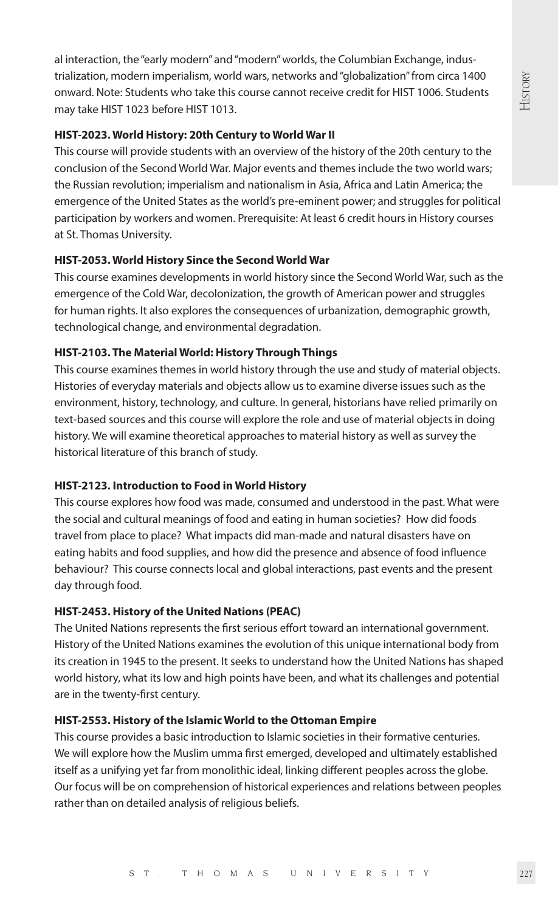al interaction, the "early modern" and "modern" worlds, the Columbian Exchange, industrialization, modern imperialism, world wars, networks and "globalization" from circa 1400 onward. Note: Students who take this course cannot receive credit for HIST 1006. Students may take HIST 1023 before HIST 1013.

**HIST-2023. World History: 20th Century to World War II**

This course will provide students with an overview of the history of the 20th century to the conclusion of the Second World War. Major events and themes include the two world wars; the Russian revolution; imperialism and nationalism in Asia, Africa and Latin America; the emergence of the United States as the world's pre-eminent power; and struggles for political participation by workers and women. Prerequisite: At least 6 credit hours in History courses at St. Thomas University.

**HIST-2053. World History Since the Second World War**

This course examines developments in world history since the Second World War, such as the emergence of the Cold War, decolonization, the growth of American power and struggles for human rights. It also explores the consequences of urbanization, demographic growth, technological change, and environmental degradation.

**HIST-2103. The Material World: History Through Things**

This course examines themes in world history through the use and study of material objects. Histories of everyday materials and objects allow us to examine diverse issues such as the environment, history, technology, and culture. In general, historians have relied primarily on text-based sources and this course will explore the role and use of material objects in doing history. We will examine theoretical approaches to material history as well as survey the historical literature of this branch of study.

**HIST-2123. Introduction to Food in World History**

This course explores how food was made, consumed and understood in the past. What were the social and cultural meanings of food and eating in human societies? How did foods travel from place to place? What impacts did man-made and natural disasters have on eating habits and food supplies, and how did the presence and absence of food influence behaviour? This course connects local and global interactions, past events and the present day through food.

**HIST-2453. History of the United Nations (PEAC)**

The United Nations represents the first serious effort toward an international government. History of the United Nations examines the evolution of this unique international body from its creation in 1945 to the present. It seeks to understand how the United Nations has shaped world history, what its low and high points have been, and what its challenges and potential are in the twenty-first century.

**HIST-2553. History of the Islamic World to the Ottoman Empire**

This course provides a basic introduction to Islamic societies in their formative centuries. We will explore how the Muslim umma first emerged, developed and ultimately established itself as a unifying yet far from monolithic ideal, linking different peoples across the globe. Our focus will be on comprehension of historical experiences and relations between peoples rather than on detailed analysis of religious beliefs.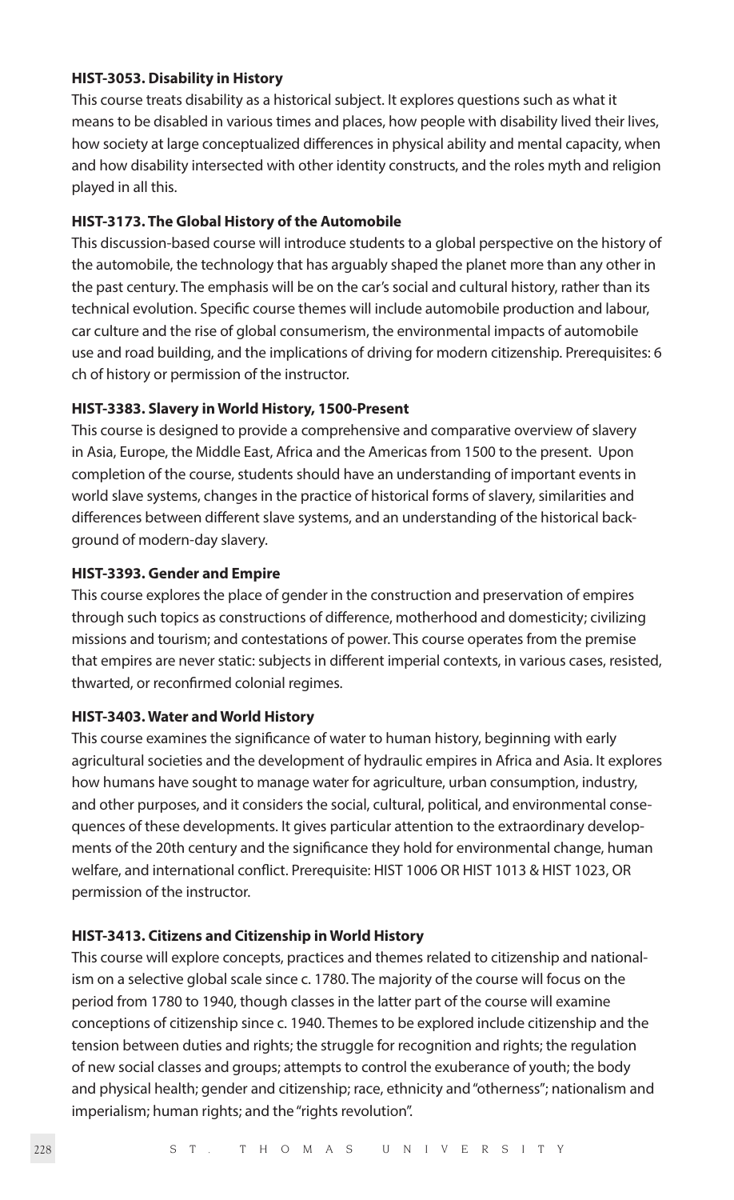**HIST-3053. Disability in History**

This course treats disability as a historical subject. It explores questions such as what it means to be disabled in various times and places, how people with disability lived their lives, how society at large conceptualized differences in physical ability and mental capacity, when and how disability intersected with other identity constructs, and the roles myth and religion played in all this.

**HIST-3173. The Global History of the Automobile**

This discussion-based course will introduce students to a global perspective on the history of the automobile, the technology that has arguably shaped the planet more than any other in the past century. The emphasis will be on the car's social and cultural history, rather than its technical evolution. Specific course themes will include automobile production and labour, car culture and the rise of global consumerism, the environmental impacts of automobile use and road building, and the implications of driving for modern citizenship. Prerequisites: 6 ch of history or permission of the instructor.

**HIST-3383. Slavery in World History, 1500-Present**

This course is designed to provide a comprehensive and comparative overview of slavery in Asia, Europe, the Middle East, Africa and the Americas from 1500 to the present. Upon completion of the course, students should have an understanding of important events in world slave systems, changes in the practice of historical forms of slavery, similarities and differences between different slave systems, and an understanding of the historical background of modern-day slavery.

**HIST-3393. Gender and Empire**

This course explores the place of gender in the construction and preservation of empires through such topics as constructions of difference, motherhood and domesticity; civilizing missions and tourism; and contestations of power. This course operates from the premise that empires are never static: subjects in different imperial contexts, in various cases, resisted, thwarted, or reconfirmed colonial regimes.

**HIST-3403. Water and World History**

This course examines the significance of water to human history, beginning with early agricultural societies and the development of hydraulic empires in Africa and Asia. It explores how humans have sought to manage water for agriculture, urban consumption, industry, and other purposes, and it considers the social, cultural, political, and environmental consequences of these developments. It gives particular attention to the extraordinary developments of the 20th century and the significance they hold for environmental change, human welfare, and international conflict. Prerequisite: HIST 1006 OR HIST 1013 & HIST 1023, OR permission of the instructor.

**HIST-3413. Citizens and Citizenship in World History**

This course will explore concepts, practices and themes related to citizenship and nationalism on a selective global scale since c. 1780. The majority of the course will focus on the period from 1780 to 1940, though classes in the latter part of the course will examine conceptions of citizenship since c. 1940. Themes to be explored include citizenship and the tension between duties and rights; the struggle for recognition and rights; the regulation of new social classes and groups; attempts to control the exuberance of youth; the body and physical health; gender and citizenship; race, ethnicity and "otherness"; nationalism and imperialism; human rights; and the "rights revolution".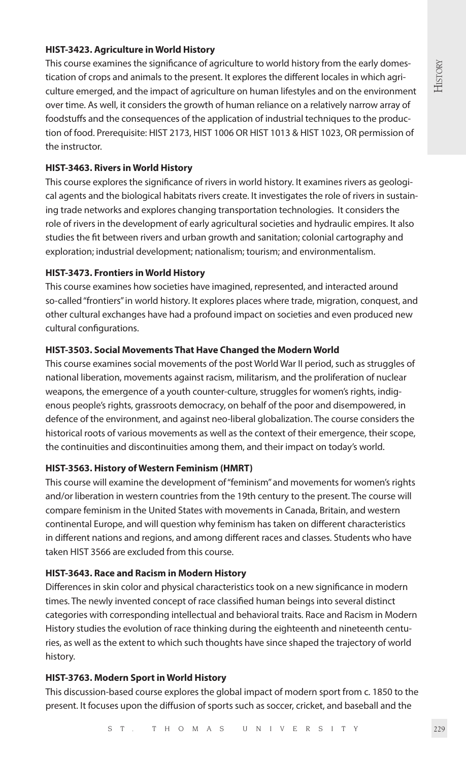**HIST-3423. Agriculture in World History**

This course examines the significance of agriculture to world history from the early domestication of crops and animals to the present. It explores the different locales in which agriculture emerged, and the impact of agriculture on human lifestyles and on the environment over time. As well, it considers the growth of human reliance on a relatively narrow array of foodstuffs and the consequences of the application of industrial techniques to the production of food. Prerequisite: HIST 2173, HIST 1006 OR HIST 1013 & HIST 1023, OR permission of the instructor.

**HIST-3463. Rivers in World History**

This course explores the significance of rivers in world history. It examines rivers as geological agents and the biological habitats rivers create. It investigates the role of rivers in sustaining trade networks and explores changing transportation technologies. It considers the role of rivers in the development of early agricultural societies and hydraulic empires. It also studies the fit between rivers and urban growth and sanitation; colonial cartography and exploration; industrial development; nationalism; tourism; and environmentalism.

**HIST-3473. Frontiers in World History**

This course examines how societies have imagined, represented, and interacted around so-called "frontiers" in world history. It explores places where trade, migration, conquest, and other cultural exchanges have had a profound impact on societies and even produced new cultural configurations.

**HIST-3503. Social Movements That Have Changed the Modern World**

This course examines social movements of the post World War II period, such as struggles of national liberation, movements against racism, militarism, and the proliferation of nuclear weapons, the emergence of a youth counter-culture, struggles for women's rights, indigenous people's rights, grassroots democracy, on behalf of the poor and disempowered, in defence of the environment, and against neo-liberal globalization. The course considers the historical roots of various movements as well as the context of their emergence, their scope, the continuities and discontinuities among them, and their impact on today's world.

**HIST-3563. History of Western Feminism (HMRT)**

This course will examine the development of "feminism" and movements for women's rights and/or liberation in western countries from the 19th century to the present. The course will compare feminism in the United States with movements in Canada, Britain, and western continental Europe, and will question why feminism has taken on different characteristics in different nations and regions, and among different races and classes. Students who have taken HIST 3566 are excluded from this course.

**HIST-3643. Race and Racism in Modern History**

Differences in skin color and physical characteristics took on a new significance in modern times. The newly invented concept of race classified human beings into several distinct categories with corresponding intellectual and behavioral traits. Race and Racism in Modern History studies the evolution of race thinking during the eighteenth and nineteenth centuries, as well as the extent to which such thoughts have since shaped the trajectory of world history.

**HIST-3763. Modern Sport in World History**

This discussion-based course explores the global impact of modern sport from c. 1850 to the present. It focuses upon the diffusion of sports such as soccer, cricket, and baseball and the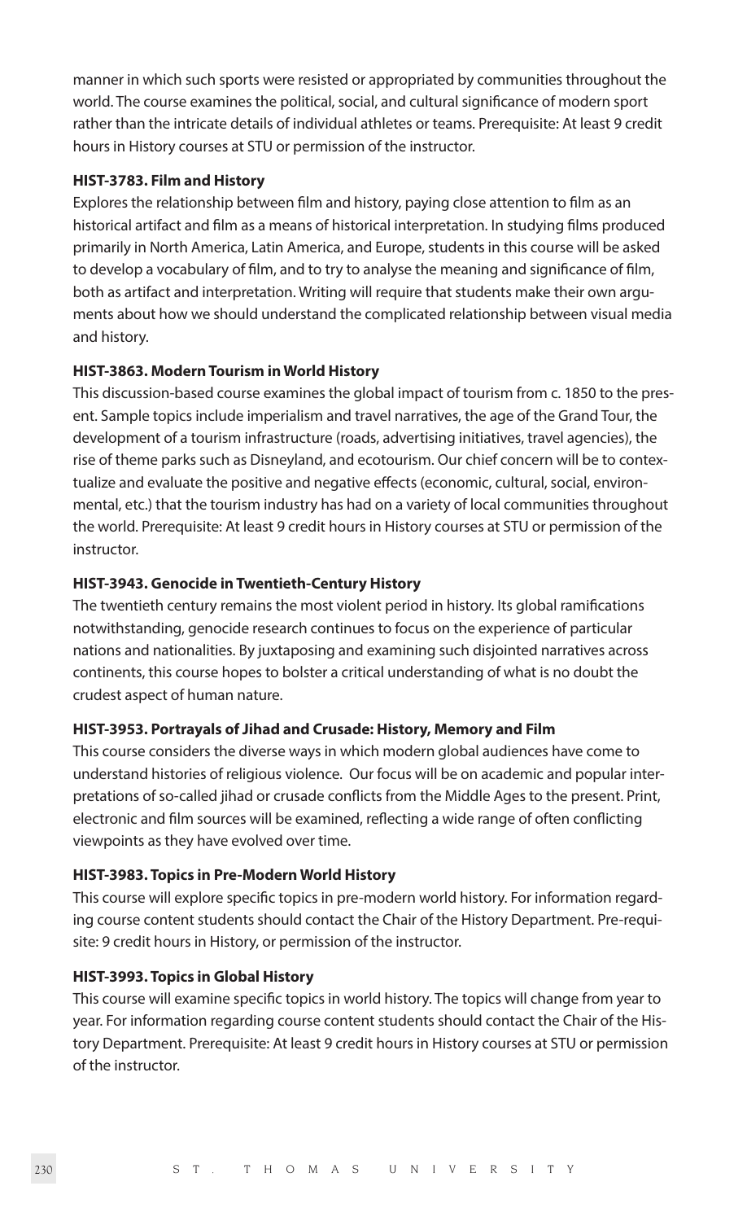manner in which such sports were resisted or appropriated by communities throughout the world. The course examines the political, social, and cultural significance of modern sport rather than the intricate details of individual athletes or teams. Prerequisite: At least 9 credit hours in History courses at STU or permission of the instructor.

**HIST-3783. Film and History**

Explores the relationship between film and history, paying close attention to film as an historical artifact and film as a means of historical interpretation. In studying films produced primarily in North America, Latin America, and Europe, students in this course will be asked to develop a vocabulary of film, and to try to analyse the meaning and significance of film, both as artifact and interpretation. Writing will require that students make their own arguments about how we should understand the complicated relationship between visual media and history.

**HIST-3863. Modern Tourism in World History**

This discussion-based course examines the global impact of tourism from c. 1850 to the present. Sample topics include imperialism and travel narratives, the age of the Grand Tour, the development of a tourism infrastructure (roads, advertising initiatives, travel agencies), the rise of theme parks such as Disneyland, and ecotourism. Our chief concern will be to contextualize and evaluate the positive and negative effects (economic, cultural, social, environmental, etc.) that the tourism industry has had on a variety of local communities throughout the world. Prerequisite: At least 9 credit hours in History courses at STU or permission of the instructor.

**HIST-3943. Genocide in Twentieth-Century History**

The twentieth century remains the most violent period in history. Its global ramifications notwithstanding, genocide research continues to focus on the experience of particular nations and nationalities. By juxtaposing and examining such disjointed narratives across continents, this course hopes to bolster a critical understanding of what is no doubt the crudest aspect of human nature.

**HIST-3953. Portrayals of Jihad and Crusade: History, Memory and Film**

This course considers the diverse ways in which modern global audiences have come to understand histories of religious violence. Our focus will be on academic and popular interpretations of so-called jihad or crusade conflicts from the Middle Ages to the present. Print, electronic and film sources will be examined, reflecting a wide range of often conflicting viewpoints as they have evolved over time.

**HIST-3983. Topics in Pre-Modern World History**

This course will explore specific topics in pre-modern world history. For information regarding course content students should contact the Chair of the History Department. Pre-requisite: 9 credit hours in History, or permission of the instructor.

**HIST-3993. Topics in Global History**

This course will examine specific topics in world history. The topics will change from year to year. For information regarding course content students should contact the Chair of the History Department. Prerequisite: At least 9 credit hours in History courses at STU or permission of the instructor.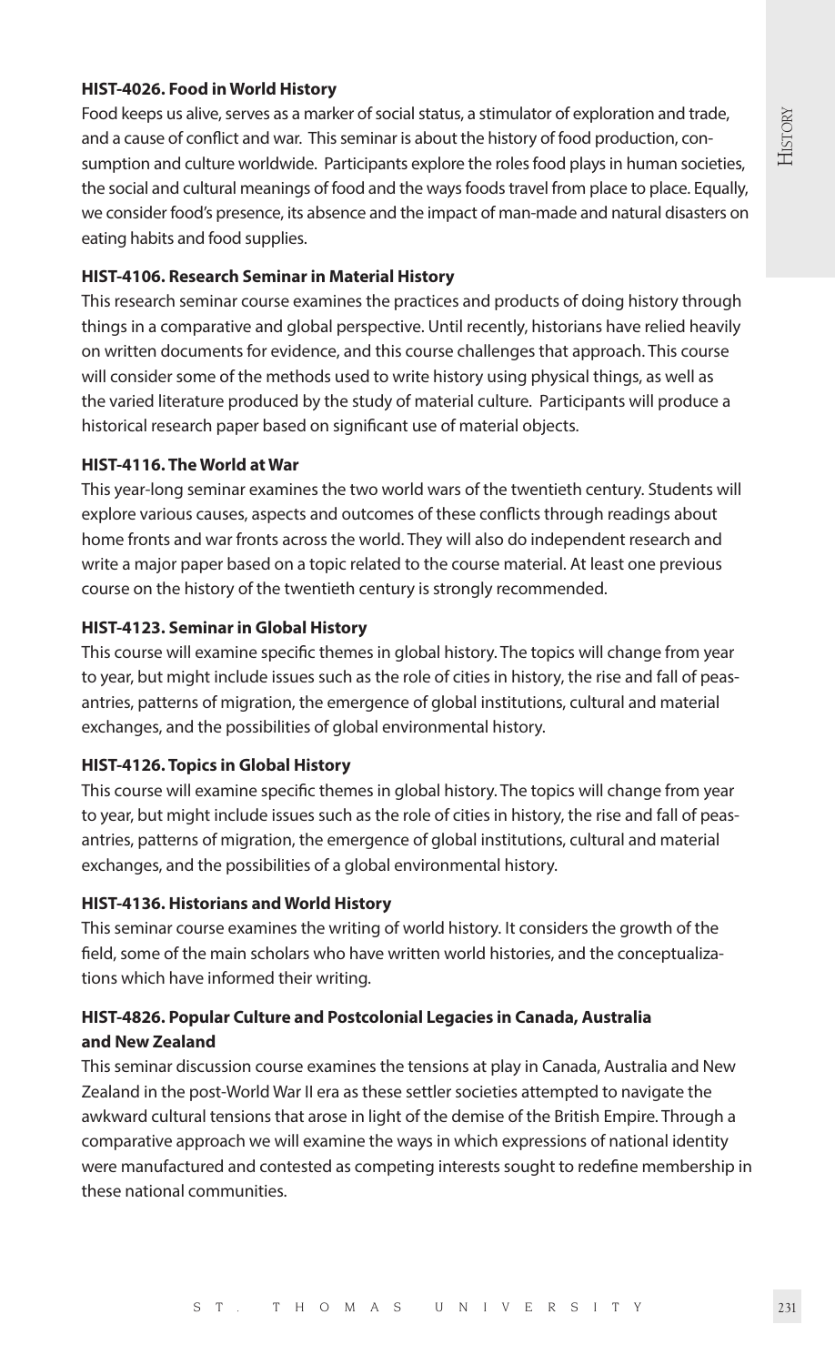**HIST-4026. Food in World History**

Food keeps us alive, serves as a marker of social status, a stimulator of exploration and trade, and a cause of conflict and war. This seminar is about the history of food production, consumption and culture worldwide. Participants explore the roles food plays in human societies, the social and cultural meanings of food and the ways foods travel from place to place. Equally, we consider food's presence, its absence and the impact of man-made and natural disasters on eating habits and food supplies.

**HIST-4106. Research Seminar in Material History**

This research seminar course examines the practices and products of doing history through things in a comparative and global perspective. Until recently, historians have relied heavily on written documents for evidence, and this course challenges that approach. This course will consider some of the methods used to write history using physical things, as well as the varied literature produced by the study of material culture. Participants will produce a historical research paper based on significant use of material objects.

**HIST-4116. The World at War**

This year-long seminar examines the two world wars of the twentieth century. Students will explore various causes, aspects and outcomes of these conflicts through readings about home fronts and war fronts across the world. They will also do independent research and write a major paper based on a topic related to the course material. At least one previous course on the history of the twentieth century is strongly recommended.

**HIST-4123. Seminar in Global History**

This course will examine specific themes in global history. The topics will change from year to year, but might include issues such as the role of cities in history, the rise and fall of peasantries, patterns of migration, the emergence of global institutions, cultural and material exchanges, and the possibilities of global environmental history.

**HIST-4126. Topics in Global History**

This course will examine specific themes in global history. The topics will change from year to year, but might include issues such as the role of cities in history, the rise and fall of peasantries, patterns of migration, the emergence of global institutions, cultural and material exchanges, and the possibilities of a global environmental history.

**HIST-4136. Historians and World History**

This seminar course examines the writing of world history. It considers the growth of the field, some of the main scholars who have written world histories, and the conceptualizations which have informed their writing.

**HIST-4826. Popular Culture and Postcolonial Legacies in Canada, Australia and New Zealand**

This seminar discussion course examines the tensions at play in Canada, Australia and New Zealand in the post-World War II era as these settler societies attempted to navigate the awkward cultural tensions that arose in light of the demise of the British Empire. Through a comparative approach we will examine the ways in which expressions of national identity were manufactured and contested as competing interests sought to redefine membership in these national communities.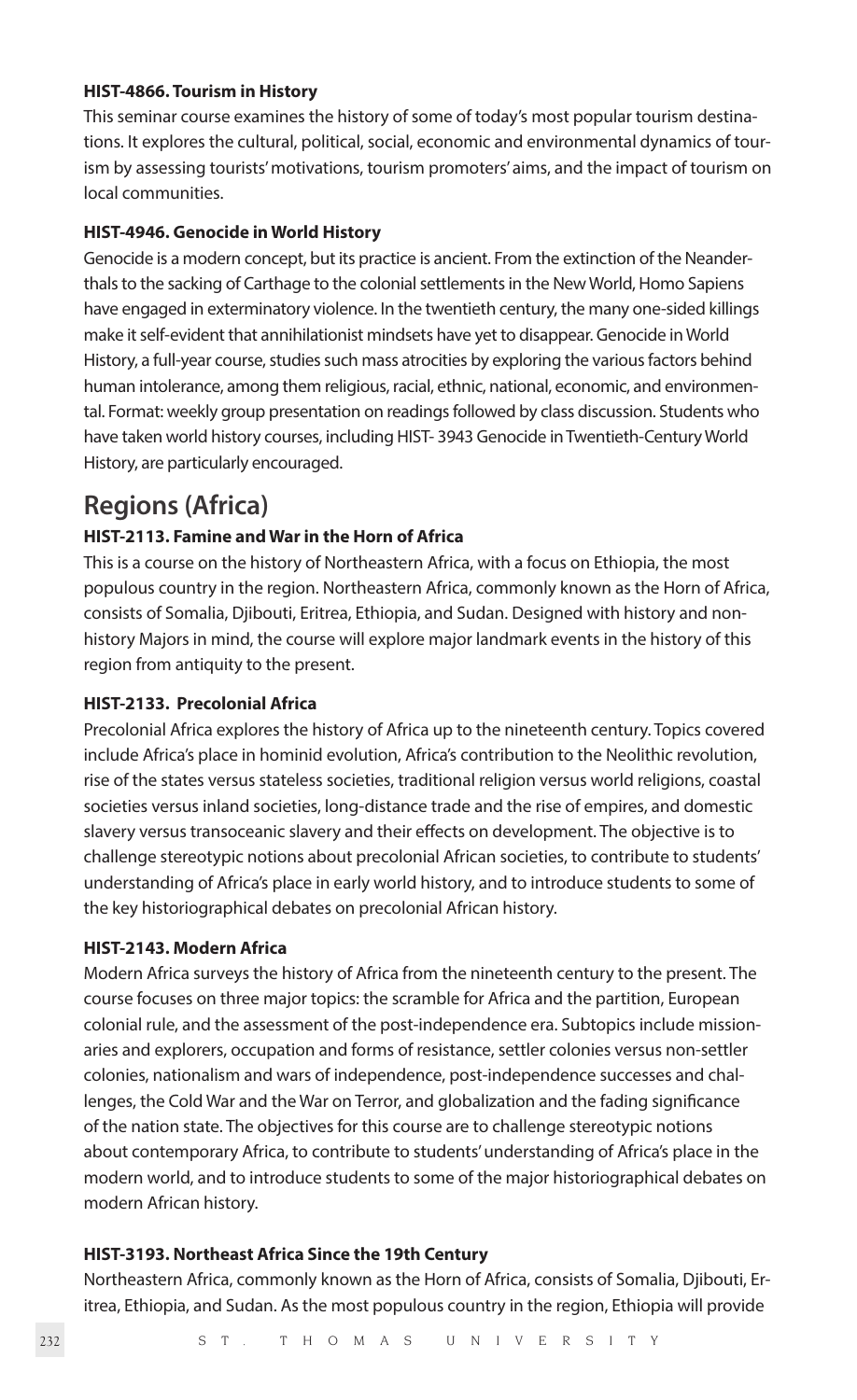#### HIST-4866. Tourism in History

This seminar course examines the history of some of today's most popular tourism destinations. It explores the cultural, political, social, economic and environmental dynamics of tourism by assessing tourists' motivations, tourism promoters' aims, and the impact of tourism on local communities.

#### HIST-4946. Genocide in World History

Genocide is a modern concept, but its practice is ancient. From the extinction of the Neanderthals to the sacking of Carthage to the colonial settlements in the New World, Homo Sapiens have engaged in exterminatory violence. In the twentieth century, the many one-sided killings make it self-evident that annihilationist mindsets have yet to disappear. Genocide in World History, a full-year course, studies such mass atrocities by exploring the various factors behind human intolerance, among them religious, racial, ethnic, national, economic, and environmental. Format: weekly group presentation on readings followed by class discussion. Students who have taken world history courses, including HIST- 3943 Genocide in Twentieth-Century World History, are particularly encouraged.

## Regions (Africa)

#### HIST-2113. Famine and War in the Horn of Africa

This is a course on the history of Northeastern Africa, with a focus on Ethiopia, the most populous country in the region. Northeastern Africa, commonly known as the Horn of Africa, consists of Somalia, Djibouti, Eritrea, Ethiopia, and Sudan. Designed with history and non-history Majors in mind, the course will explore major landmark events in the history of this region from antiquity to the present.

#### HIST-2133. Precolonial Africa

Precolonial Africa explores the history of Africa up to the nineteenth century. Topics covered include Africa's place in hominid evolution, Africa's contribution to the Neolithic revolution, rise of the states versus stateless societies, traditional religion versus world religions, coastal societies versus inland societies, long-distance trade and the rise of empires, and domestic slavery versus transoceanic slavery and their effects on development. The objective is to challenge stereotypic notions about precolonial African societies, to contribute to students' understanding of Africa's place in early world history, and to introduce students to some of the key historiographical debates on precolonial African history.

#### HIST-2143. Modern Africa

Modern Africa surveys the history of Africa from the nineteenth century to the present. The course focuses on three major topics: the scramble for Africa and the partition, European colonial rule, and the assessment of the post-independence era. Subtopics include missionaries and explorers, occupation and forms of resistance, settler colonies versus non-settler colonies, nationalism and wars of independence, post-independence successes and challenges, the Cold War and the War on Terror, and globalization and the fading significance of the nation state. The objectives for this course are to challenge stereotypic notions about contemporary Africa, to contribute to students' understanding of Africa's place in the modern world, and to introduce students to some of the major historiographical debates on modern African history.

#### HIST-3193. Northeast Africa Since the 19th Century

Northeastern Africa, commonly known as the Horn of Africa, consists of Somalia, Djibouti, Eritrea, Ethiopia, and Sudan. As the most populous country in the region, Ethiopia will provide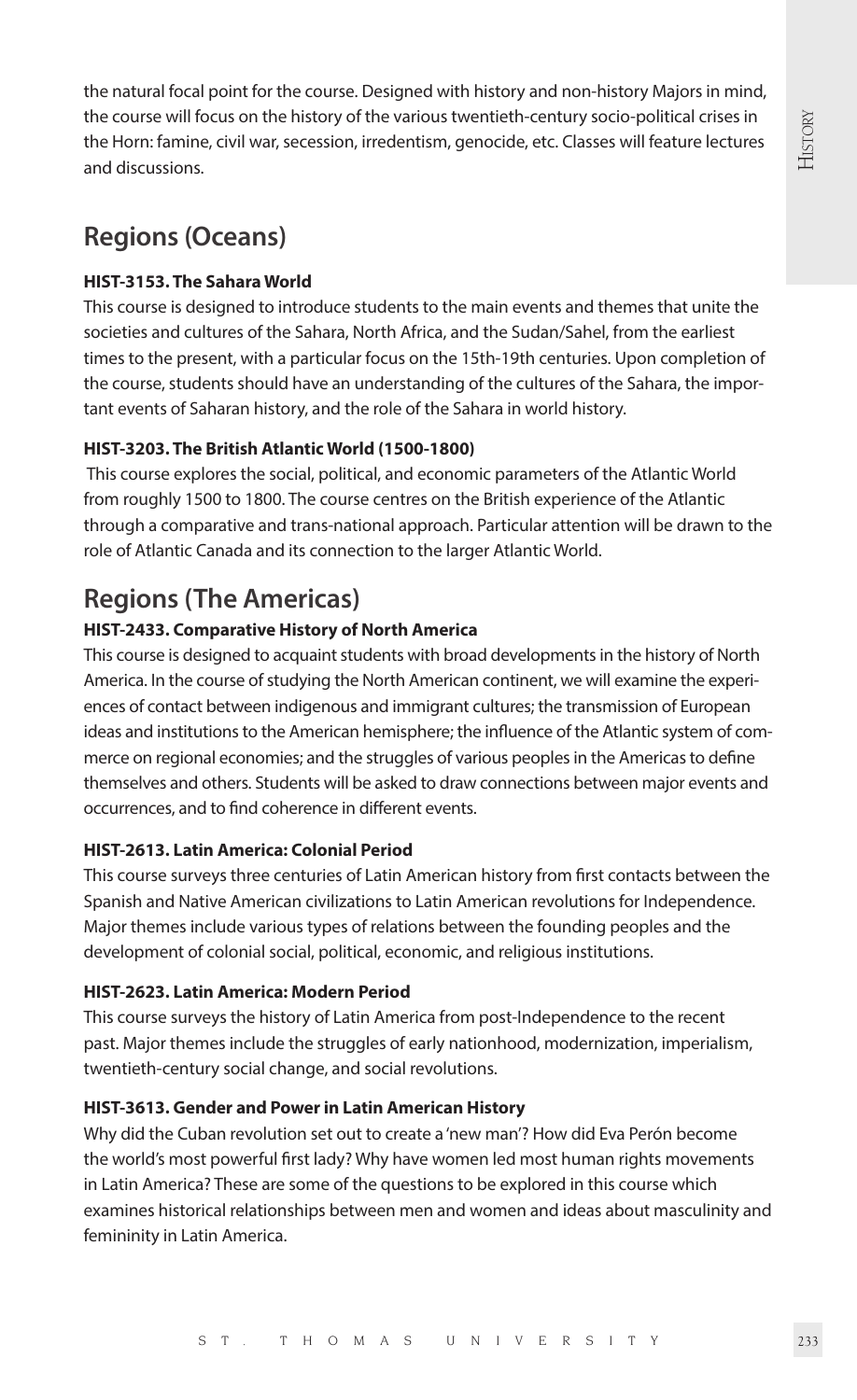the natural focal point for the course. Designed with history and non-history Majors in mind, the course will focus on the history of the various twentieth-century socio-political crises in the Horn: famine, civil war, secession, irredentism, genocide, etc. Classes will feature lectures and discussions.

## Regions (Oceans)

**HIST-3153. The Sahara World**

This course is designed to introduce students to the main events and themes that unite the societies and cultures of the Sahara, North Africa, and the Sudan/Sahel, from the earliest times to the present, with a particular focus on the 15th-19th centuries. Upon completion of the course, students should have an understanding of the cultures of the Sahara, the important events of Saharan history, and the role of the Sahara in world history.

**HIST-3203. The British Atlantic World (1500-1800)**

This course explores the social, political, and economic parameters of the Atlantic World from roughly 1500 to 1800. The course centres on the British experience of the Atlantic through a comparative and trans-national approach. Particular attention will be drawn to the role of Atlantic Canada and its connection to the larger Atlantic World.

## Regions (The Americas)

**HIST-2433. Comparative History of North America**

This course is designed to acquaint students with broad developments in the history of North America. In the course of studying the North American continent, we will examine the experiences of contact between indigenous and immigrant cultures; the transmission of European ideas and institutions to the American hemisphere; the influence of the Atlantic system of commerce on regional economies; and the struggles of various peoples in the Americas to define themselves and others. Students will be asked to draw connections between major events and occurrences, and to find coherence in different events.

**HIST-2613. Latin America: Colonial Period**

This course surveys three centuries of Latin American history from first contacts between the Spanish and Native American civilizations to Latin American revolutions for Independence. Major themes include various types of relations between the founding peoples and the development of colonial social, political, economic, and religious institutions.

**HIST-2623. Latin America: Modern Period**

This course surveys the history of Latin America from post-Independence to the recent past. Major themes include the struggles of early nationhood, modernization, imperialism, twentieth-century social change, and social revolutions.

**HIST-3613. Gender and Power in Latin American History**

Why did the Cuban revolution set out to create a 'new man'? How did Eva Perón become the world's most powerful first lady? Why have women led most human rights movements in Latin America? These are some of the questions to be explored in this course which examines historical relationships between men and women and ideas about masculinity and femininity in Latin America.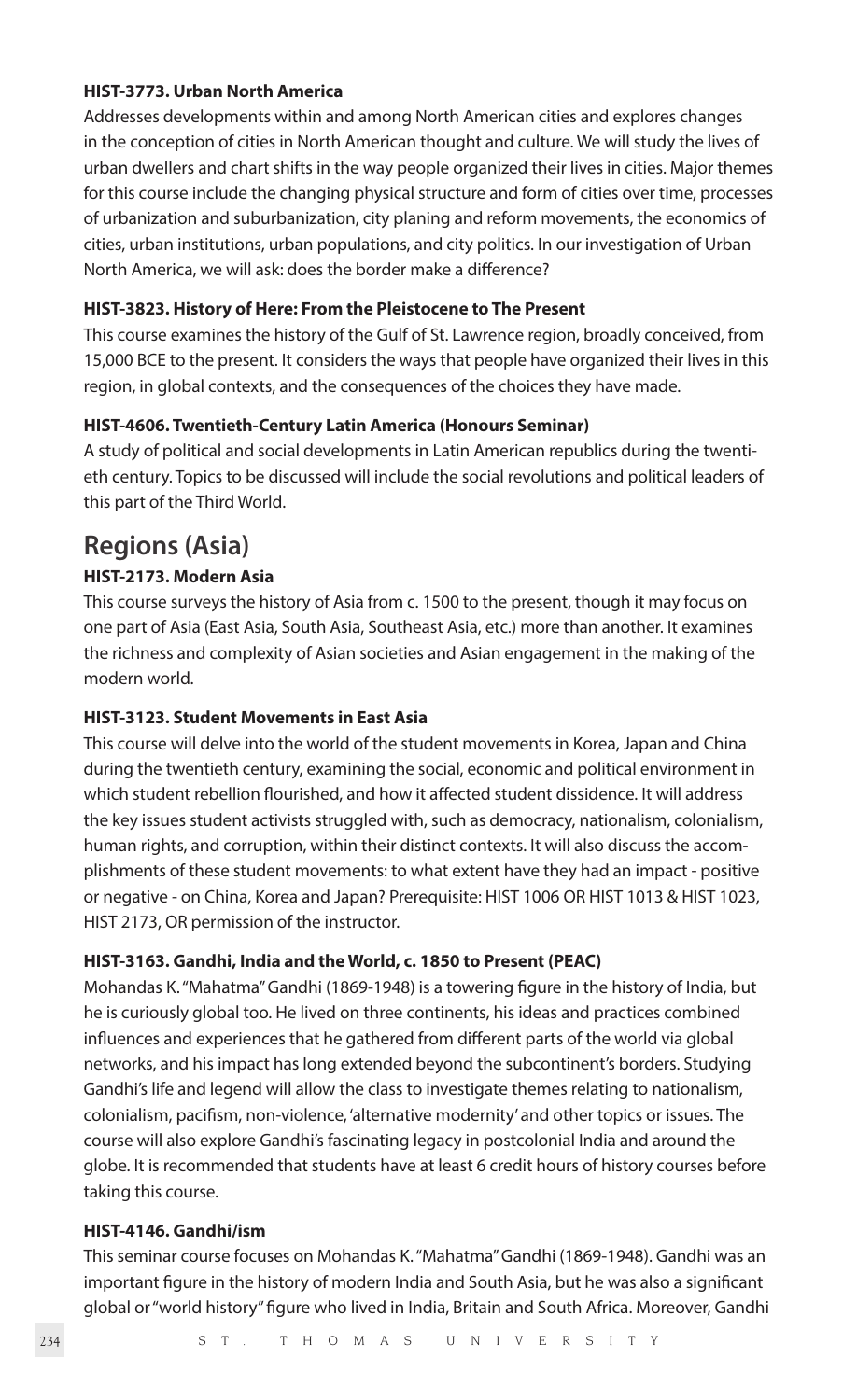#### HIST-3773. Urban North America

Addresses developments within and among North American cities and explores changes in the conception of cities in North American thought and culture. We will study the lives of urban dwellers and chart shifts in the way people organized their lives in cities. Major themes for this course include the changing physical structure and form of cities over time, processes of urbanization and suburbanization, city planing and reform movements, the economics of cities, urban institutions, urban populations, and city politics. In our investigation of Urban North America, we will ask: does the border make a difference?

#### HIST-3823. History of Here: From the Pleistocene to The Present

This course examines the history of the Gulf of St. Lawrence region, broadly conceived, from 15,000 BCE to the present. It considers the ways that people have organized their lives in this region, in global contexts, and the consequences of the choices they have made.

#### HIST-4606. Twentieth-Century Latin America (Honours Seminar)

A study of political and social developments in Latin American republics during the twentieth century. Topics to be discussed will include the social revolutions and political leaders of this part of the Third World.

## Regions (Asia)

#### HIST-2173. Modern Asia

This course surveys the history of Asia from c. 1500 to the present, though it may focus on one part of Asia (East Asia, South Asia, Southeast Asia, etc.) more than another. It examines the richness and complexity of Asian societies and Asian engagement in the making of the modern world.

#### HIST-3123. Student Movements in East Asia

This course will delve into the world of the student movements in Korea, Japan and China during the twentieth century, examining the social, economic and political environment in which student rebellion flourished, and how it affected student dissidence. It will address the key issues student activists struggled with, such as democracy, nationalism, colonialism, human rights, and corruption, within their distinct contexts. It will also discuss the accomplishments of these student movements: to what extent have they had an impact - positive or negative - on China, Korea and Japan? Prerequisite: HIST 1006 OR HIST 1013 & HIST 1023, HIST 2173, OR permission of the instructor.

#### HIST-3163. Gandhi, India and the World, c. 1850 to Present (PEAC)

Mohandas K. "Mahatma" Gandhi (1869-1948) is a towering figure in the history of India, but he is curiously global too. He lived on three continents, his ideas and practices combined influences and experiences that he gathered from different parts of the world via global networks, and his impact has long extended beyond the subcontinent's borders. Studying Gandhi's life and legend will allow the class to investigate themes relating to nationalism, colonialism, pacifism, non-violence, 'alternative modernity' and other topics or issues. The course will also explore Gandhi's fascinating legacy in postcolonial India and around the globe. It is recommended that students have at least 6 credit hours of history courses before taking this course.

#### HIST-4146. Gandhi/ism

This seminar course focuses on Mohandas K. "Mahatma" Gandhi (1869-1948). Gandhi was an important figure in the history of modern India and South Asia, but he was also a significant global or "world history" figure who lived in India, Britain and South Africa. Moreover, Gandhi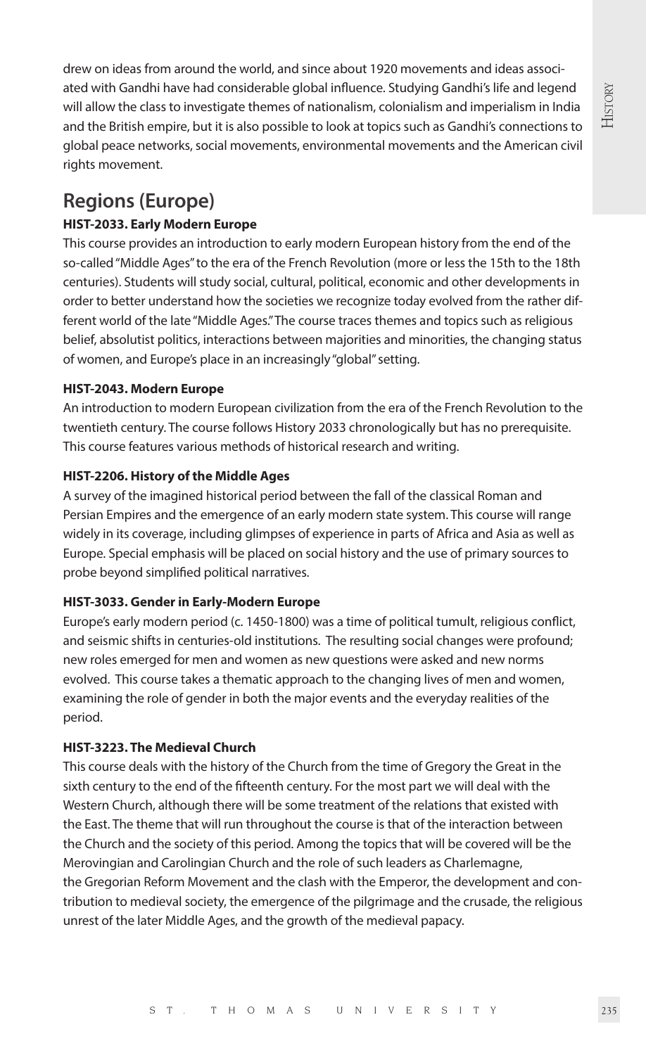drew on ideas from around the world, and since about 1920 movements and ideas associated with Gandhi have had considerable global influence. Studying Gandhi's life and legend will allow the class to investigate themes of nationalism, colonialism and imperialism in India and the British empire, but it is also possible to look at topics such as Gandhi's connections to global peace networks, social movements, environmental movements and the American civil rights movement.

## Regions (Europe)

### HIST-2033. Early Modern Europe

This course provides an introduction to early modern European history from the end of the so-called "Middle Ages" to the era of the French Revolution (more or less the 15th to the 18th centuries). Students will study social, cultural, political, economic and other developments in order to better understand how the societies we recognize today evolved from the rather different world of the late "Middle Ages." The course traces themes and topics such as religious belief, absolutist politics, interactions between majorities and minorities, the changing status of women, and Europe's place in an increasingly "global" setting.

### HIST-2043. Modern Europe

An introduction to modern European civilization from the era of the French Revolution to the twentieth century. The course follows History 2033 chronologically but has no prerequisite. This course features various methods of historical research and writing.

### HIST-2206. History of the Middle Ages

A survey of the imagined historical period between the fall of the classical Roman and Persian Empires and the emergence of an early modern state system. This course will range widely in its coverage, including glimpses of experience in parts of Africa and Asia as well as Europe. Special emphasis will be placed on social history and the use of primary sources to probe beyond simplified political narratives.

### HIST-3033. Gender in Early-Modern Europe

Europe's early modern period (c. 1450-1800) was a time of political tumult, religious conflict, and seismic shifts in centuries-old institutions. The resulting social changes were profound; new roles emerged for men and women as new questions were asked and new norms evolved. This course takes a thematic approach to the changing lives of men and women, examining the role of gender in both the major events and the everyday realities of the period.

### HIST-3223. The Medieval Church

This course deals with the history of the Church from the time of Gregory the Great in the sixth century to the end of the fifteenth century. For the most part we will deal with the Western Church, although there will be some treatment of the relations that existed with the East. The theme that will run throughout the course is that of the interaction between the Church and the society of this period. Among the topics that will be covered will be the Merovingian and Carolingian Church and the role of such leaders as Charlemagne, the Gregorian Reform Movement and the clash with the Emperor, the development and contribution to medieval society, the emergence of the pilgrimage and the crusade, the religious unrest of the later Middle Ages, and the growth of the medieval papacy.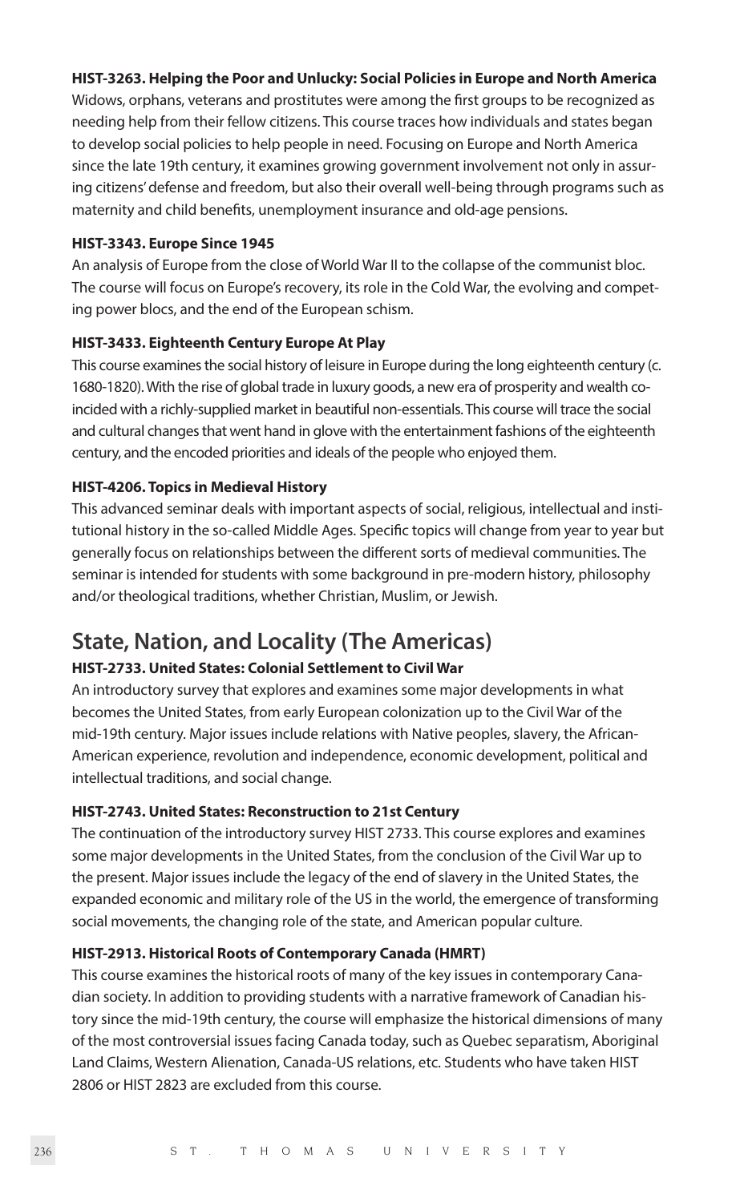**HIST-3263. Helping the Poor and Unlucky: Social Policies in Europe and North America**

Widows, orphans, veterans and prostitutes were among the first groups to be recognized as needing help from their fellow citizens. This course traces how individuals and states began to develop social policies to help people in need. Focusing on Europe and North America since the late 19th century, it examines growing government involvement not only in assuring citizens' defense and freedom, but also their overall well-being through programs such as maternity and child benefits, unemployment insurance and old-age pensions.

**HIST-3343. Europe Since 1945**

An analysis of Europe from the close of World War II to the collapse of the communist bloc. The course will focus on Europe's recovery, its role in the Cold War, the evolving and competing power blocs, and the end of the European schism.

**HIST-3433. Eighteenth Century Europe At Play**

This course examines the social history of leisure in Europe during the long eighteenth century (c. 1680-1820). With the rise of global trade in luxury goods, a new era of prosperity and wealth coincided with a richly-supplied market in beautiful non-essentials. This course will trace the social and cultural changes that went hand in glove with the entertainment fashions of the eighteenth century, and the encoded priorities and ideals of the people who enjoyed them.

**HIST-4206. Topics in Medieval History**

This advanced seminar deals with important aspects of social, religious, intellectual and institutional history in the so-called Middle Ages. Specific topics will change from year to year but generally focus on relationships between the different sorts of medieval communities. The seminar is intended for students with some background in pre-modern history, philosophy and/or theological traditions, whether Christian, Muslim, or Jewish.

## State, Nation, and Locality (The Americas)

**HIST-2733. United States: Colonial Settlement to Civil War**

An introductory survey that explores and examines some major developments in what becomes the United States, from early European colonization up to the Civil War of the mid-19th century. Major issues include relations with Native peoples, slavery, the African-American experience, revolution and independence, economic development, political and intellectual traditions, and social change.

**HIST-2743. United States: Reconstruction to 21st Century**

The continuation of the introductory survey HIST 2733. This course explores and examines some major developments in the United States, from the conclusion of the Civil War up to the present. Major issues include the legacy of the end of slavery in the United States, the expanded economic and military role of the US in the world, the emergence of transforming social movements, the changing role of the state, and American popular culture.

**HIST-2913. Historical Roots of Contemporary Canada (HMRT)**

This course examines the historical roots of many of the key issues in contemporary Canadian society. In addition to providing students with a narrative framework of Canadian history since the mid-19th century, the course will emphasize the historical dimensions of many of the most controversial issues facing Canada today, such as Quebec separatism, Aboriginal Land Claims, Western Alienation, Canada-US relations, etc. Students who have taken HIST 2806 or HIST 2823 are excluded from this course.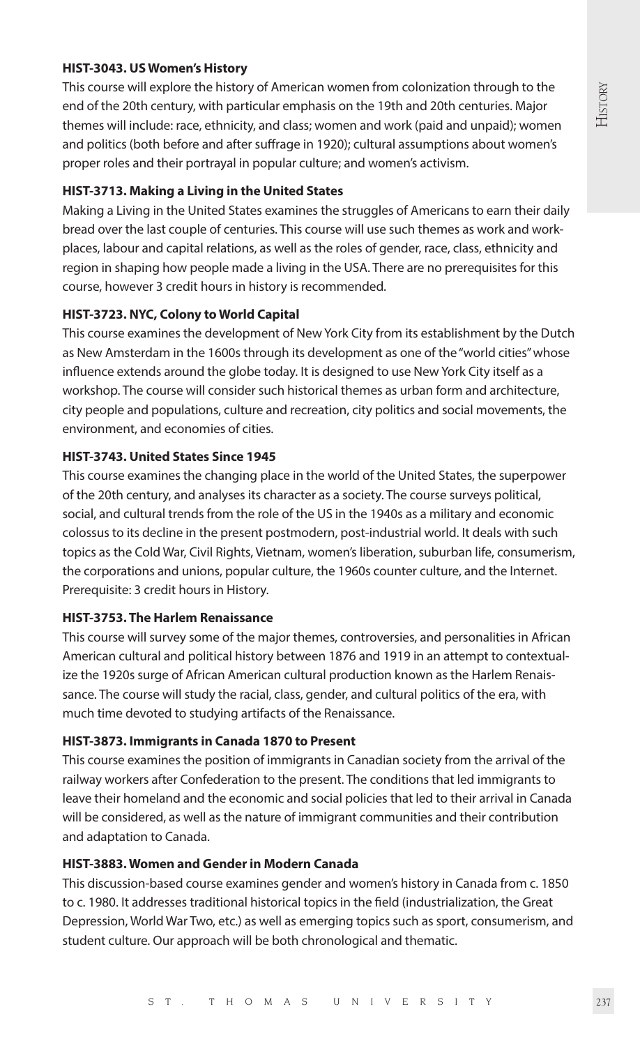**HIST-3043. US Women's History**

This course will explore the history of American women from colonization through to the end of the 20th century, with particular emphasis on the 19th and 20th centuries. Major themes will include: race, ethnicity, and class; women and work (paid and unpaid); women and politics (both before and after suffrage in 1920); cultural assumptions about women's proper roles and their portrayal in popular culture; and women's activism.

**HIST-3713. Making a Living in the United States**

Making a Living in the United States examines the struggles of Americans to earn their daily bread over the last couple of centuries. This course will use such themes as work and workplaces, labour and capital relations, as well as the roles of gender, race, class, ethnicity and region in shaping how people made a living in the USA. There are no prerequisites for this course, however 3 credit hours in history is recommended.

**HIST-3723. NYC, Colony to World Capital**

This course examines the development of New York City from its establishment by the Dutch as New Amsterdam in the 1600s through its development as one of the "world cities" whose influence extends around the globe today. It is designed to use New York City itself as a workshop. The course will consider such historical themes as urban form and architecture, city people and populations, culture and recreation, city politics and social movements, the environment, and economies of cities.

**HIST-3743. United States Since 1945**

This course examines the changing place in the world of the United States, the superpower of the 20th century, and analyses its character as a society. The course surveys political, social, and cultural trends from the role of the US in the 1940s as a military and economic colossus to its decline in the present postmodern, post-industrial world. It deals with such topics as the Cold War, Civil Rights, Vietnam, women's liberation, suburban life, consumerism, the corporations and unions, popular culture, the 1960s counter culture, and the Internet. Prerequisite: 3 credit hours in History.

**HIST-3753. The Harlem Renaissance**

This course will survey some of the major themes, controversies, and personalities in African American cultural and political history between 1876 and 1919 in an attempt to contextualize the 1920s surge of African American cultural production known as the Harlem Renaissance. The course will study the racial, class, gender, and cultural politics of the era, with much time devoted to studying artifacts of the Renaissance.

**HIST-3873. Immigrants in Canada 1870 to Present**

This course examines the position of immigrants in Canadian society from the arrival of the railway workers after Confederation to the present. The conditions that led immigrants to leave their homeland and the economic and social policies that led to their arrival in Canada will be considered, as well as the nature of immigrant communities and their contribution and adaptation to Canada.

**HIST-3883. Women and Gender in Modern Canada**

This discussion-based course examines gender and women's history in Canada from c. 1850 to c. 1980. It addresses traditional historical topics in the field (industrialization, the Great Depression, World War Two, etc.) as well as emerging topics such as sport, consumerism, and student culture. Our approach will be both chronological and thematic.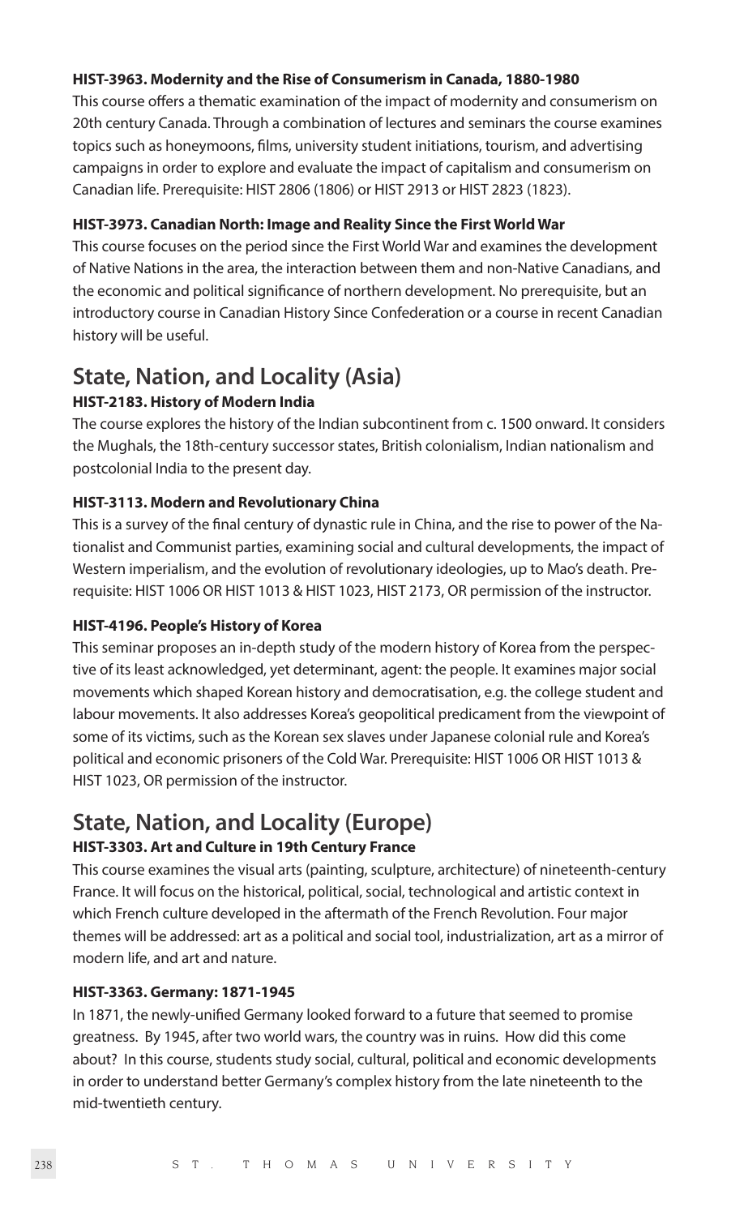**HIST-3963. Modernity and the Rise of Consumerism in Canada, 1880-1980**

This course offers a thematic examination of the impact of modernity and consumerism on 20th century Canada. Through a combination of lectures and seminars the course examines topics such as honeymoons, films, university student initiations, tourism, and advertising campaigns in order to explore and evaluate the impact of capitalism and consumerism on Canadian life. Prerequisite: HIST 2806 (1806) or HIST 2913 or HIST 2823 (1823).

**HIST-3973. Canadian North: Image and Reality Since the First World War**

This course focuses on the period since the First World War and examines the development of Native Nations in the area, the interaction between them and non-Native Canadians, and the economic and political significance of northern development. No prerequisite, but an introductory course in Canadian History Since Confederation or a course in recent Canadian history will be useful.

## State, Nation, and Locality (Asia)

**HIST-2183. History of Modern India**

The course explores the history of the Indian subcontinent from c. 1500 onward. It considers the Mughals, the 18th-century successor states, British colonialism, Indian nationalism and postcolonial India to the present day.

**HIST-3113. Modern and Revolutionary China**

This is a survey of the final century of dynastic rule in China, and the rise to power of the Nationalist and Communist parties, examining social and cultural developments, the impact of Western imperialism, and the evolution of revolutionary ideologies, up to Mao's death. Prerequisite: HIST 1006 OR HIST 1013 & HIST 1023, HIST 2173, OR permission of the instructor.

**HIST-4196. People's History of Korea**

This seminar proposes an in-depth study of the modern history of Korea from the perspective of its least acknowledged, yet determinant, agent: the people. It examines major social movements which shaped Korean history and democratisation, e.g. the college student and labour movements. It also addresses Korea's geopolitical predicament from the viewpoint of some of its victims, such as the Korean sex slaves under Japanese colonial rule and Korea's political and economic prisoners of the Cold War. Prerequisite: HIST 1006 OR HIST 1013 & HIST 1023, OR permission of the instructor.

## State, Nation, and Locality (Europe)

**HIST-3303. Art and Culture in 19th Century France**

This course examines the visual arts (painting, sculpture, architecture) of nineteenth-century France. It will focus on the historical, political, social, technological and artistic context in which French culture developed in the aftermath of the French Revolution. Four major themes will be addressed: art as a political and social tool, industrialization, art as a mirror of modern life, and art and nature.

**HIST-3363. Germany: 1871-1945**

In 1871, the newly-unified Germany looked forward to a future that seemed to promise greatness. By 1945, after two world wars, the country was in ruins. How did this come about? In this course, students study social, cultural, political and economic developments in order to understand better Germany's complex history from the late nineteenth to the mid-twentieth century.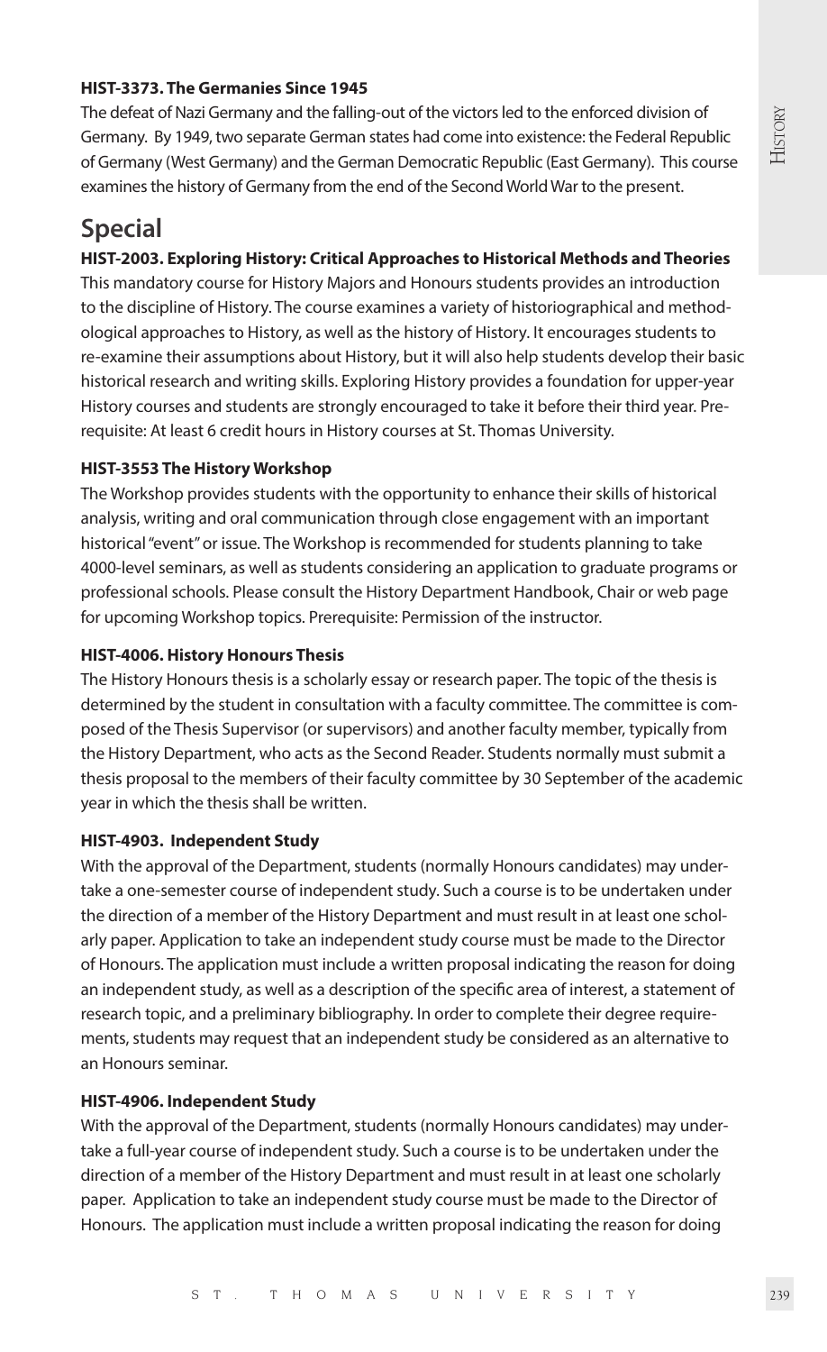**HIST-3373. The Germanies Since 1945**

The defeat of Nazi Germany and the falling-out of the victors led to the enforced division of Germany. By 1949, two separate German states had come into existence: the Federal Republic of Germany (West Germany) and the German Democratic Republic (East Germany). This course examines the history of Germany from the end of the Second World War to the present.

## Special

**HIST-2003. Exploring History: Critical Approaches to Historical Methods and Theories**

This mandatory course for History Majors and Honours students provides an introduction to the discipline of History. The course examines a variety of historiographical and methodological approaches to History, as well as the history of History. It encourages students to re-examine their assumptions about History, but it will also help students develop their basic historical research and writing skills. Exploring History provides a foundation for upper-year History courses and students are strongly encouraged to take it before their third year. Prerequisite: At least 6 credit hours in History courses at St. Thomas University.

**HIST-3553 The History Workshop**

The Workshop provides students with the opportunity to enhance their skills of historical analysis, writing and oral communication through close engagement with an important historical "event" or issue. The Workshop is recommended for students planning to take 4000-level seminars, as well as students considering an application to graduate programs or professional schools. Please consult the History Department Handbook, Chair or web page for upcoming Workshop topics. Prerequisite: Permission of the instructor.

**HIST-4006. History Honours Thesis**

The History Honours thesis is a scholarly essay or research paper. The topic of the thesis is determined by the student in consultation with a faculty committee. The committee is composed of the Thesis Supervisor (or supervisors) and another faculty member, typically from the History Department, who acts as the Second Reader. Students normally must submit a thesis proposal to the members of their faculty committee by 30 September of the academic year in which the thesis shall be written.

**HIST-4903. Independent Study**

With the approval of the Department, students (normally Honours candidates) may undertake a one-semester course of independent study. Such a course is to be undertaken under the direction of a member of the History Department and must result in at least one scholarly paper. Application to take an independent study course must be made to the Director of Honours. The application must include a written proposal indicating the reason for doing an independent study, as well as a description of the specific area of interest, a statement of research topic, and a preliminary bibliography. In order to complete their degree requirements, students may request that an independent study be considered as an alternative to an Honours seminar.

**HIST-4906. Independent Study**

With the approval of the Department, students (normally Honours candidates) may undertake a full-year course of independent study. Such a course is to be undertaken under the direction of a member of the History Department and must result in at least one scholarly paper. Application to take an independent study course must be made to the Director of Honours. The application must include a written proposal indicating the reason for doing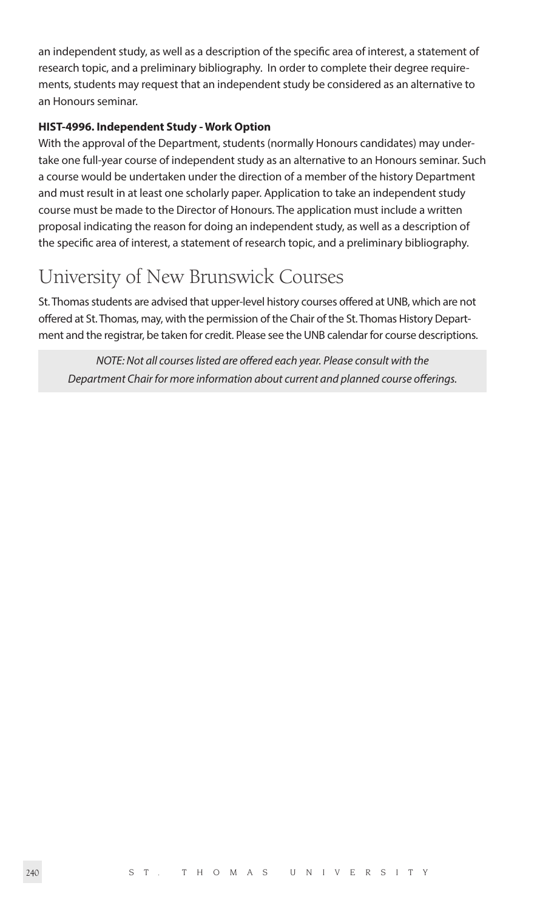an independent study, as well as a description of the specific area of interest, a statement of research topic, and a preliminary bibliography. In order to complete their degree requirements, students may request that an independent study be considered as an alternative to an Honours seminar.

**HIST-4996. Independent Study - Work Option**

With the approval of the Department, students (normally Honours candidates) may undertake one full-year course of independent study as an alternative to an Honours seminar. Such a course would be undertaken under the direction of a member of the history Department and must result in at least one scholarly paper. Application to take an independent study course must be made to the Director of Honours. The application must include a written proposal indicating the reason for doing an independent study, as well as a description of the specific area of interest, a statement of research topic, and a preliminary bibliography.

## University of New Brunswick Courses

St. Thomas students are advised that upper-level history courses offered at UNB, which are not offered at St. Thomas, may, with the permission of the Chair of the St. Thomas History Department and the registrar, be taken for credit. Please see the UNB calendar for course descriptions.

*NOTE: Not all courses listed are offered each year. Please consult with the Department Chair for more information about current and planned course offerings.*